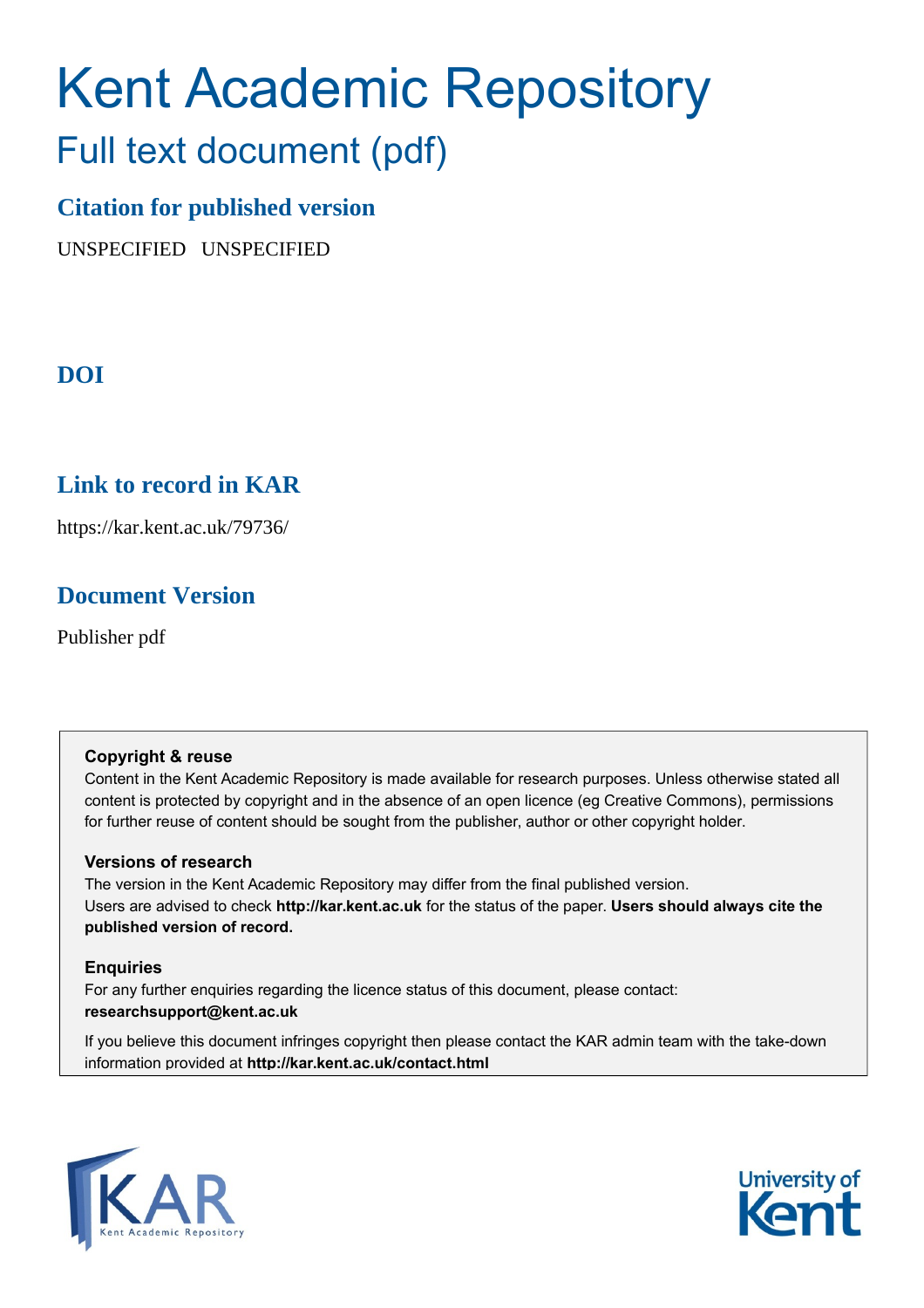# Kent Academic Repository

## Full text document (pdf)

### Citation for published version

UNSPECIFIED UNSPECIFIED

### DOI

### Link to record in KAR

https://kar.kent.ac.uk/79736/

### Document Version

Publisher pdf

**Copyright & reuse**

Content in the Kent Academic Repository is made available for research purposes. Unless otherwise stated all content is protected by copyright and in the absence of an open licence (eg Creative Commons), permissions for further reuse of content should be sought from the publisher, author or other copyright holder.

**Versions of research**

The version in the Kent Academic Repository may differ from the final published version. Users are advised to check **http://kar.kent.ac.uk** for the status of the paper. **Users should always cite the published version of record.**

**Enquiries**

For any further enquiries regarding the licence status of this document, please contact: **researchsupport@kent.ac.uk**

If you believe this document infringes copyright then please contact the KAR admin team with the take-down information provided at **http://kar.kent.ac.uk/contact.html**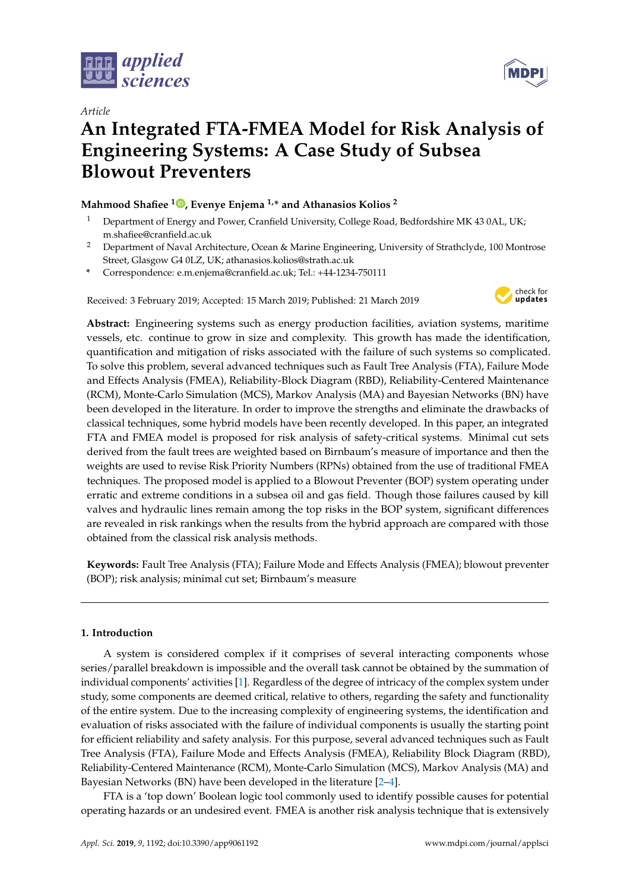*Article*

# An Integrated FTA-FMEA Model for Risk Analysis of Engineering Systems: A Case Study of Subsea Blowout Preventers

**Mahmood Shafiee [1], Evenye Enjema [1,*] and Athanasios Kolios [2]**

[1] Department of Energy and Power, Cranfield University, College Road, Bedfordshire MK 43 0AL, UK; m.shafiee@cranfield.ac.uk

[2] Department of Naval Architecture, Ocean & Marine Engineering, University of Strathclyde, 100 Montrose Street, Glasgow G4 0LZ, UK; athanasios.kolios@strath.ac.uk

\* Correspondence: e.m.enjema@cranfield.ac.uk; Tel.: +44-1234-750111

Received: 3 February 2019; Accepted: 15 March 2019; Published: 21 March 2019

**Abstract:** Engineering systems such as energy production facilities, aviation systems, maritime vessels, etc. continue to grow in size and complexity. This growth has made the identification, quantification and mitigation of risks associated with the failure of such systems so complicated. To solve this problem, several advanced techniques such as Fault Tree Analysis (FTA), Failure Mode and Effects Analysis (FMEA), Reliability-Block Diagram (RBD), Reliability-Centered Maintenance (RCM), Monte-Carlo Simulation (MCS), Markov Analysis (MA) and Bayesian Networks (BN) have been developed in the literature. In order to improve the strengths and eliminate the drawbacks of classical techniques, some hybrid models have been recently developed. In this paper, an integrated FTA and FMEA model is proposed for risk analysis of safety-critical systems. Minimal cut sets derived from the fault trees are weighted based on Birnbaum's measure of importance and then the weights are used to revise Risk Priority Numbers (RPNs) obtained from the use of traditional FMEA techniques. The proposed model is applied to a Blowout Preventer (BOP) system operating under erratic and extreme conditions in a subsea oil and gas field. Though those failures caused by kill valves and hydraulic lines remain among the top risks in the BOP system, significant differences are revealed in risk rankings when the results from the hybrid approach are compared with those obtained from the classical risk analysis methods.

**Keywords:** Fault Tree Analysis (FTA); Failure Mode and Effects Analysis (FMEA); blowout preventer (BOP); risk analysis; minimal cut set; Birnbaum's measure

## 1. Introduction

A system is considered complex if it comprises of several interacting components whose series/parallel breakdown is impossible and the overall task cannot be obtained by the summation of individual components' activities [1]. Regardless of the degree of intricacy of the complex system under study, some components are deemed critical, relative to others, regarding the safety and functionality of the entire system. Due to the increasing complexity of engineering systems, the identification and evaluation of risks associated with the failure of individual components is usually the starting point for efficient reliability and safety analysis. For this purpose, several advanced techniques such as Fault Tree Analysis (FTA), Failure Mode and Effects Analysis (FMEA), Reliability Block Diagram (RBD), Reliability-Centered Maintenance (RCM), Monte-Carlo Simulation (MCS), Markov Analysis (MA) and Bayesian Networks (BN) have been developed in the literature [2–4].

FTA is a 'top down' Boolean logic tool commonly used to identify possible causes for potential operating hazards or an undesired event. FMEA is another risk analysis technique that is extensively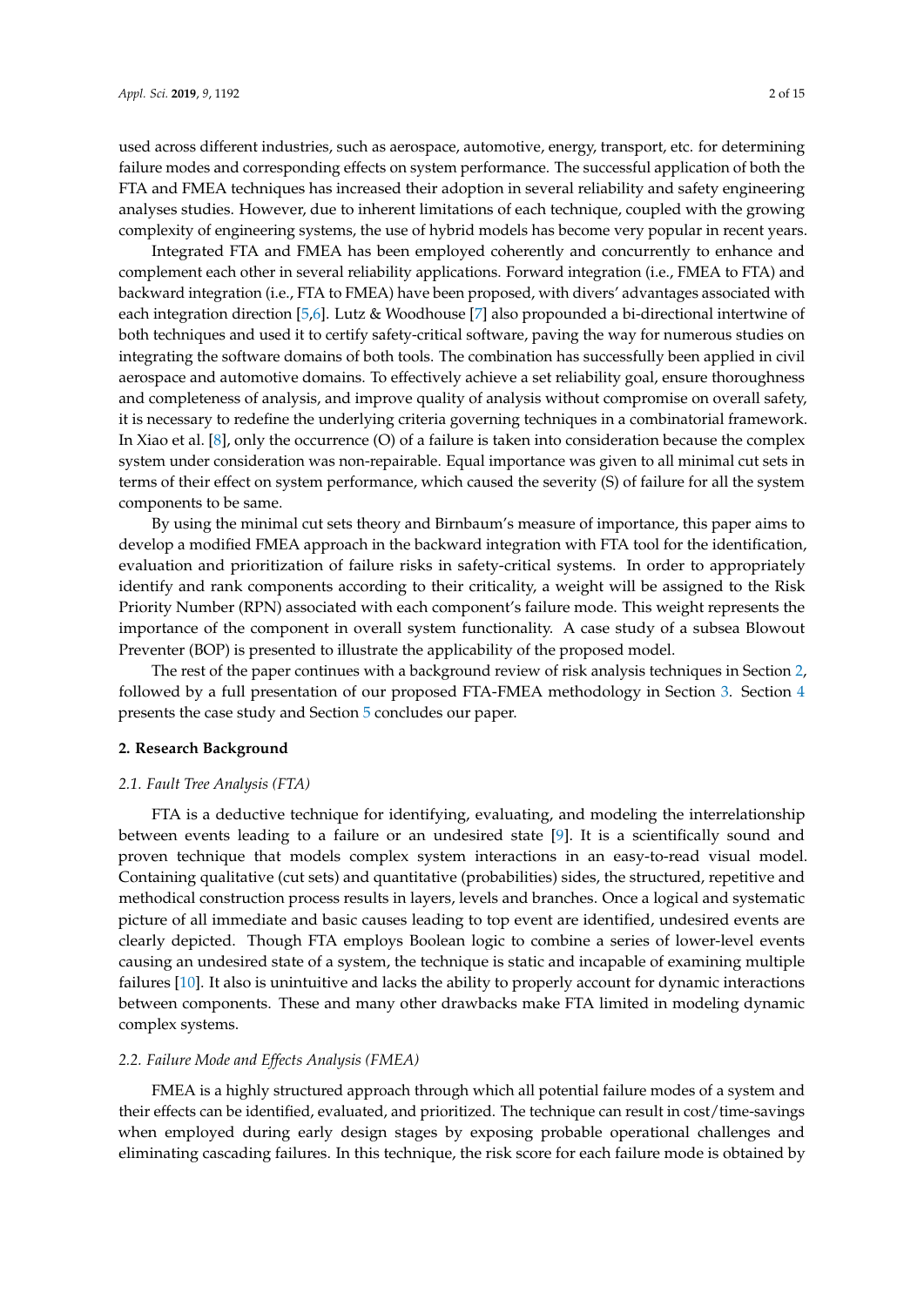used across different industries, such as aerospace, automotive, energy, transport, etc. for determining failure modes and corresponding effects on system performance. The successful application of both the FTA and FMEA techniques has increased their adoption in several reliability and safety engineering analyses studies. However, due to inherent limitations of each technique, coupled with the growing complexity of engineering systems, the use of hybrid models has become very popular in recent years.

Integrated FTA and FMEA has been employed coherently and concurrently to enhance and complement each other in several reliability applications. Forward integration (i.e., FMEA to FTA) and backward integration (i.e., FTA to FMEA) have been proposed, with divers' advantages associated with each integration direction [5,6]. Lutz & Woodhouse [7] also propounded a bi-directional intertwine of both techniques and used it to certify safety-critical software, paving the way for numerous studies on integrating the software domains of both tools. The combination has successfully been applied in civil aerospace and automotive domains. To effectively achieve a set reliability goal, ensure thoroughness and completeness of analysis, and improve quality of analysis without compromise on overall safety, it is necessary to redefine the underlying criteria governing techniques in a combinatorial framework. In Xiao et al. [8], only the occurrence (O) of a failure is taken into consideration because the complex system under consideration was non-repairable. Equal importance was given to all minimal cut sets in terms of their effect on system performance, which caused the severity (S) of failure for all the system components to be same.

By using the minimal cut sets theory and Birnbaum's measure of importance, this paper aims to develop a modified FMEA approach in the backward integration with FTA tool for the identification, evaluation and prioritization of failure risks in safety-critical systems. In order to appropriately identify and rank components according to their criticality, a weight will be assigned to the Risk Priority Number (RPN) associated with each component's failure mode. This weight represents the importance of the component in overall system functionality. A case study of a subsea Blowout Preventer (BOP) is presented to illustrate the applicability of the proposed model.

The rest of the paper continues with a background review of risk analysis techniques in Section 2, followed by a full presentation of our proposed FTA-FMEA methodology in Section 3. Section 4 presents the case study and Section 5 concludes our paper.

## 2. Research Background

### *2.1. Fault Tree Analysis (FTA)*

FTA is a deductive technique for identifying, evaluating, and modeling the interrelationship between events leading to a failure or an undesired state [9]. It is a scientifically sound and proven technique that models complex system interactions in an easy-to-read visual model. Containing qualitative (cut sets) and quantitative (probabilities) sides, the structured, repetitive and methodical construction process results in layers, levels and branches. Once a logical and systematic picture of all immediate and basic causes leading to top event are identified, undesired events are clearly depicted. Though FTA employs Boolean logic to combine a series of lower-level events causing an undesired state of a system, the technique is static and incapable of examining multiple failures [10]. It also is unintuitive and lacks the ability to properly account for dynamic interactions between components. These and many other drawbacks make FTA limited in modeling dynamic complex systems.

### *2.2. Failure Mode and Effects Analysis (FMEA)*

FMEA is a highly structured approach through which all potential failure modes of a system and their effects can be identified, evaluated, and prioritized. The technique can result in cost/time-savings when employed during early design stages by exposing probable operational challenges and eliminating cascading failures. In this technique, the risk score for each failure mode is obtained by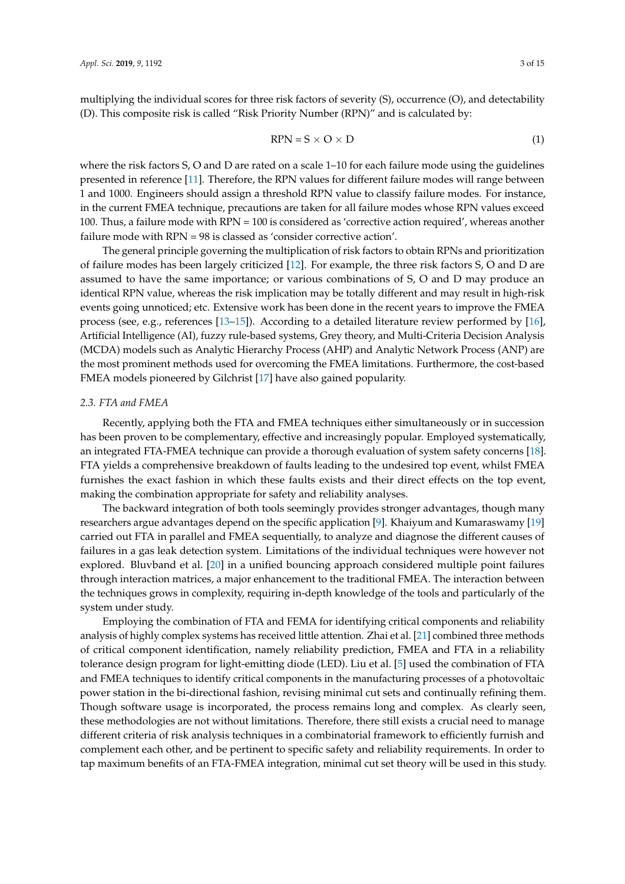multiplying the individual scores for three risk factors of severity (S), occurrence (O), and detectability (D). This composite risk is called "Risk Priority Number (RPN)" and is calculated by:

$$\text{RPN} = \text{S} \times \text{O} \times \text{D} \tag{1}$$

where the risk factors S, O and D are rated on a scale 1–10 for each failure mode using the guidelines presented in reference [11]. Therefore, the RPN values for different failure modes will range between 1 and 1000. Engineers should assign a threshold RPN value to classify failure modes. For instance, in the current FMEA technique, precautions are taken for all failure modes whose RPN values exceed 100. Thus, a failure mode with RPN = 100 is considered as 'corrective action required', whereas another failure mode with RPN = 98 is classed as 'consider corrective action'.

The general principle governing the multiplication of risk factors to obtain RPNs and prioritization of failure modes has been largely criticized [12]. For example, the three risk factors S, O and D are assumed to have the same importance; or various combinations of S, O and D may produce an identical RPN value, whereas the risk implication may be totally different and may result in high-risk events going unnoticed; etc. Extensive work has been done in the recent years to improve the FMEA process (see, e.g., references [13–15]). According to a detailed literature review performed by [16], Artificial Intelligence (AI), fuzzy rule-based systems, Grey theory, and Multi-Criteria Decision Analysis (MCDA) models such as Analytic Hierarchy Process (AHP) and Analytic Network Process (ANP) are the most prominent methods used for overcoming the FMEA limitations. Furthermore, the cost-based FMEA models pioneered by Gilchrist [17] have also gained popularity.

### *2.3. FTA and FMEA*

Recently, applying both the FTA and FMEA techniques either simultaneously or in succession has been proven to be complementary, effective and increasingly popular. Employed systematically, an integrated FTA-FMEA technique can provide a thorough evaluation of system safety concerns [18]. FTA yields a comprehensive breakdown of faults leading to the undesired top event, whilst FMEA furnishes the exact fashion in which these faults exists and their direct effects on the top event, making the combination appropriate for safety and reliability analyses.

The backward integration of both tools seemingly provides stronger advantages, though many researchers argue advantages depend on the specific application [9]. Khaiyum and Kumaraswamy [19] carried out FTA in parallel and FMEA sequentially, to analyze and diagnose the different causes of failures in a gas leak detection system. Limitations of the individual techniques were however not explored. Bluvband et al. [20] in a unified bouncing approach considered multiple point failures through interaction matrices, a major enhancement to the traditional FMEA. The interaction between the techniques grows in complexity, requiring in-depth knowledge of the tools and particularly of the system under study.

Employing the combination of FTA and FEMA for identifying critical components and reliability analysis of highly complex systems has received little attention. Zhai et al. [21] combined three methods of critical component identification, namely reliability prediction, FMEA and FTA in a reliability tolerance design program for light-emitting diode (LED). Liu et al. [5] used the combination of FTA and FMEA techniques to identify critical components in the manufacturing processes of a photovoltaic power station in the bi-directional fashion, revising minimal cut sets and continually refining them. Though software usage is incorporated, the process remains long and complex. As clearly seen, these methodologies are not without limitations. Therefore, there still exists a crucial need to manage different criteria of risk analysis techniques in a combinatorial framework to efficiently furnish and complement each other, and be pertinent to specific safety and reliability requirements. In order to tap maximum benefits of an FTA-FMEA integration, minimal cut set theory will be used in this study.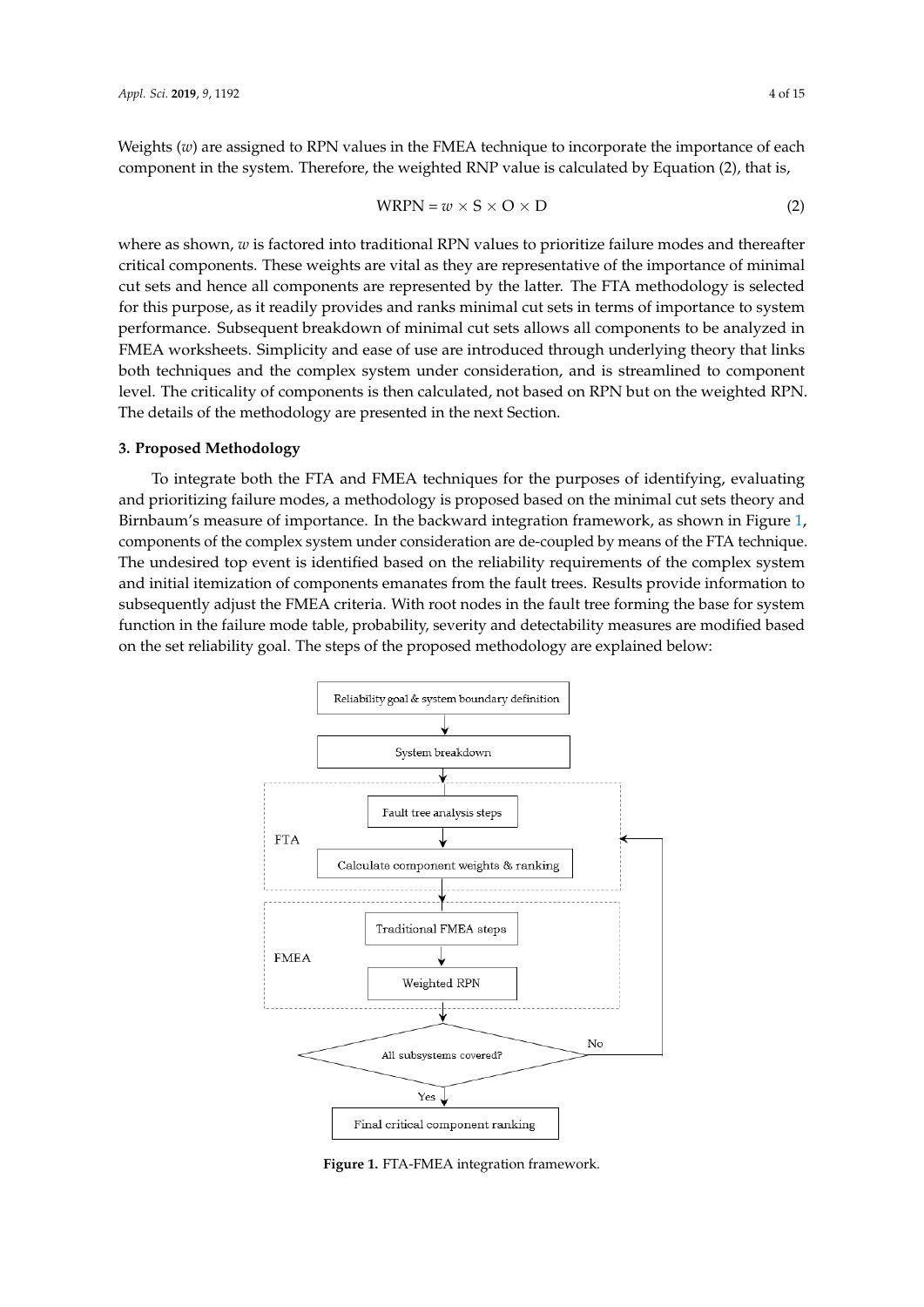Weights ($w$) are assigned to RPN values in the FMEA technique to incorporate the importance of each component in the system. Therefore, the weighted RNP value is calculated by Equation (2), that is,

$$\text{WRPN} = w \times \text{S} \times \text{O} \times \text{D} \tag{2}$$

where as shown, $w$ is factored into traditional RPN values to prioritize failure modes and thereafter critical components. These weights are vital as they are representative of the importance of minimal cut sets and hence all components are represented by the latter. The FTA methodology is selected for this purpose, as it readily provides and ranks minimal cut sets in terms of importance to system performance. Subsequent breakdown of minimal cut sets allows all components to be analyzed in FMEA worksheets. Simplicity and ease of use are introduced through underlying theory that links both techniques and the complex system under consideration, and is streamlined to component level. The criticality of components is then calculated, not based on RPN but on the weighted RPN. The details of the methodology are presented in the next Section.

## 3. Proposed Methodology

To integrate both the FTA and FMEA techniques for the purposes of identifying, evaluating and prioritizing failure modes, a methodology is proposed based on the minimal cut sets theory and Birnbaum's measure of importance. In the backward integration framework, as shown in Figure 1, components of the complex system under consideration are de-coupled by means of the FTA technique. The undesired top event is identified based on the reliability requirements of the complex system and initial itemization of components emanates from the fault trees. Results provide information to subsequently adjust the FMEA criteria. With root nodes in the fault tree forming the base for system function in the failure mode table, probability, severity and detectability measures are modified based on the set reliability goal. The steps of the proposed methodology are explained below:

```
Reliability goal & system boundary definition
        ↓
System breakdown
        ↓
[FTA]
  Fault tree analysis steps
        ↓
  Calculate component weights & ranking  ←──────┐
        ↓                                        │
[FMEA]                                           │
  Traditional FMEA steps                         │
        ↓                                        │
  Weighted RPN                                   │
        ↓                                        │
All subsystems covered? ── No ───────────────────┘
        │ Yes
        ↓
Final critical component ranking
```

**Figure 1.** FTA-FMEA integration framework.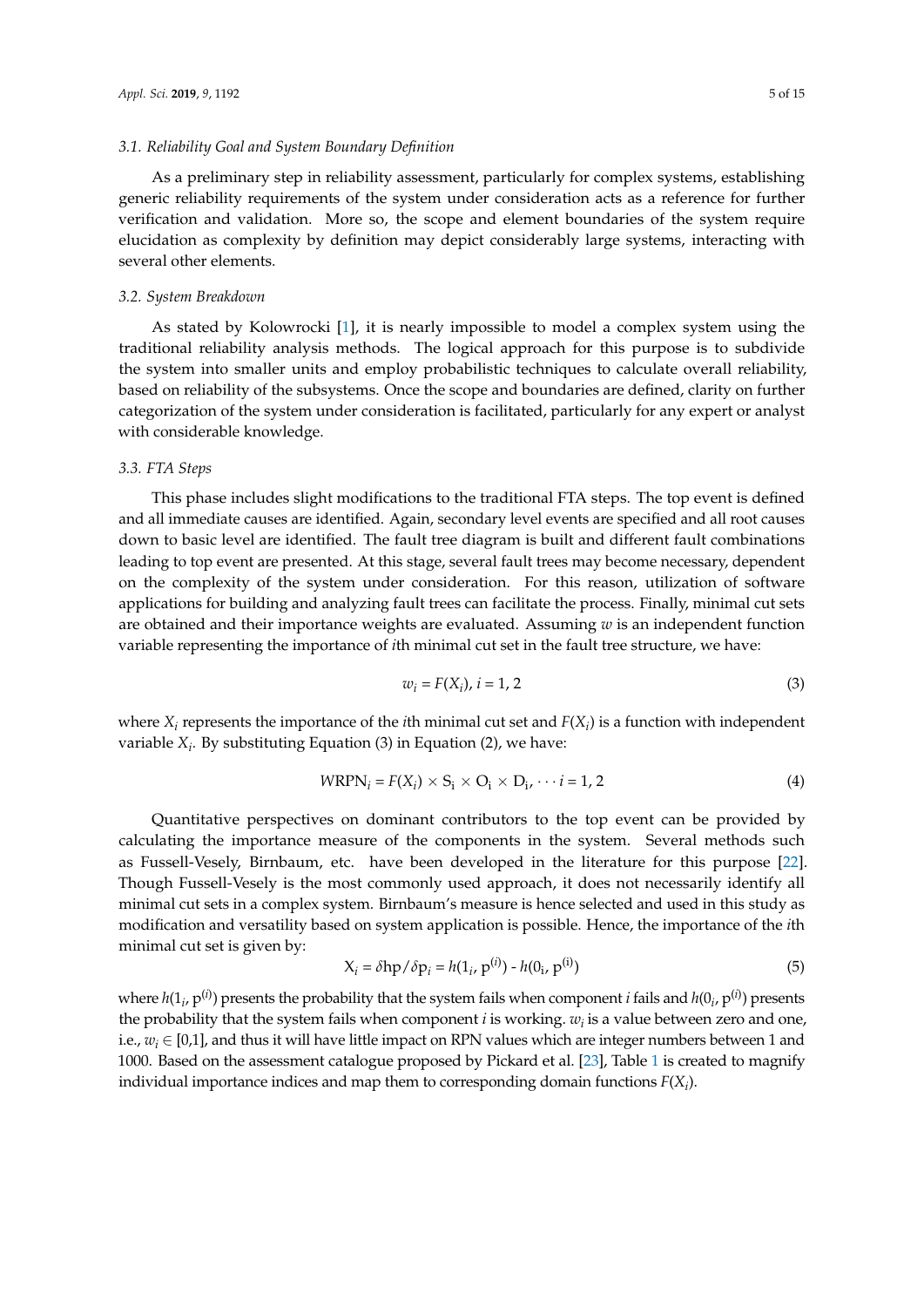### 3.1. Reliability Goal and System Boundary Definition

As a preliminary step in reliability assessment, particularly for complex systems, establishing generic reliability requirements of the system under consideration acts as a reference for further verification and validation. More so, the scope and element boundaries of the system require elucidation as complexity by definition may depict considerably large systems, interacting with several other elements.

### 3.2. System Breakdown

As stated by Kolowrocki [1], it is nearly impossible to model a complex system using the traditional reliability analysis methods. The logical approach for this purpose is to subdivide the system into smaller units and employ probabilistic techniques to calculate overall reliability, based on reliability of the subsystems. Once the scope and boundaries are defined, clarity on further categorization of the system under consideration is facilitated, particularly for any expert or analyst with considerable knowledge.

### 3.3. FTA Steps

This phase includes slight modifications to the traditional FTA steps. The top event is defined and all immediate causes are identified. Again, secondary level events are specified and all root causes down to basic level are identified. The fault tree diagram is built and different fault combinations leading to top event are presented. At this stage, several fault trees may become necessary, dependent on the complexity of the system under consideration. For this reason, utilization of software applications for building and analyzing fault trees can facilitate the process. Finally, minimal cut sets are obtained and their importance weights are evaluated. Assuming $w$ is an independent function variable representing the importance of $i$th minimal cut set in the fault tree structure, we have:

$$w_i = F(X_i),\ i = 1, 2 \tag{3}$$

where $X_i$ represents the importance of the $i$th minimal cut set and $F(X_i)$ is a function with independent variable $X_i$. By substituting Equation (3) in Equation (2), we have:

$$WRPN_i = F(X_i) \times S_i \times O_i \times D_i, \cdots i = 1, 2 \tag{4}$$

Quantitative perspectives on dominant contributors to the top event can be provided by calculating the importance measure of the components in the system. Several methods such as Fussell-Vesely, Birnbaum, etc. have been developed in the literature for this purpose [22]. Though Fussell-Vesely is the most commonly used approach, it does not necessarily identify all minimal cut sets in a complex system. Birnbaum's measure is hence selected and used in this study as modification and versatility based on system application is possible. Hence, the importance of the $i$th minimal cut set is given by:

$$X_i = \delta hp / \delta p_i = h(1_i, p^{(i)}) - h(0_i, p^{(i)}) \tag{5}$$

where $h(1_i, p^{(i)})$ presents the probability that the system fails when component $i$ fails and $h(0_i, p^{(i)})$ presents the probability that the system fails when component $i$ is working. $w_i$ is a value between zero and one, i.e., $w_i \in [0,1]$, and thus it will have little impact on RPN values which are integer numbers between 1 and 1000. Based on the assessment catalogue proposed by Pickard et al. [23], Table 1 is created to magnify individual importance indices and map them to corresponding domain functions $F(X_i)$.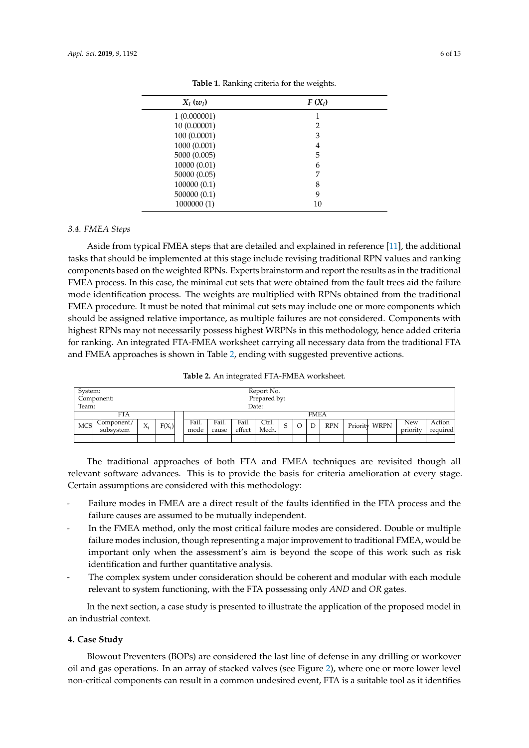**Table 1.** Ranking criteria for the weights.

| $X_i$ ($w_i$) | $F$ ($X_i$) |
|---|---|
| 1 (0.000001) | 1 |
| 10 (0.00001) | 2 |
| 100 (0.0001) | 3 |
| 1000 (0.001) | 4 |
| 5000 (0.005) | 5 |
| 10000 (0.01) | 6 |
| 50000 (0.05) | 7 |
| 100000 (0.1) | 8 |
| 500000 (0.1) | 9 |
| 1000000 (1) | 10 |

### 3.4. FMEA Steps

Aside from typical FMEA steps that are detailed and explained in reference [11], the additional tasks that should be implemented at this stage include revising traditional RPN values and ranking components based on the weighted RPNs. Experts brainstorm and report the results as in the traditional FMEA process. In this case, the minimal cut sets that were obtained from the fault trees aid the failure mode identification process. The weights are multiplied with RPNs obtained from the traditional FMEA procedure. It must be noted that minimal cut sets may include one or more components which should be assigned relative importance, as multiple failures are not considered. Components with highest RPNs may not necessarily possess highest WRPNs in this methodology, hence added criteria for ranking. An integrated FTA-FMEA worksheet carrying all necessary data from the traditional FTA and FMEA approaches is shown in Table 2, ending with suggested preventive actions.

**Table 2.** An integrated FTA-FMEA worksheet.

| System:<br>Component:<br>Team: | | | | | Report No.<br>Prepared by:<br>Date: | | | | | | | | | | | | |
|---|---|---|---|---|---|---|---|---|---|---|---|---|---|---|---|---|---|
| FTA | | | | | FMEA | | | | | | | | | | | | |
| MCS | Component/ subsystem | $X_i$ | $F(X_i)$ | | Fail. mode | Fail. cause | Fail. effect | Ctrl. Mech. | S | O | D | RPN | Priority | WRPN | New priority | Action required |
| | | | | | | | | | | | | | | | | |

The traditional approaches of both FTA and FMEA techniques are revisited though all relevant software advances. This is to provide the basis for criteria amelioration at every stage. Certain assumptions are considered with this methodology:

- Failure modes in FMEA are a direct result of the faults identified in the FTA process and the failure causes are assumed to be mutually independent.
- In the FMEA method, only the most critical failure modes are considered. Double or multiple failure modes inclusion, though representing a major improvement to traditional FMEA, would be important only when the assessment's aim is beyond the scope of this work such as risk identification and further quantitative analysis.
- The complex system under consideration should be coherent and modular with each module relevant to system functioning, with the FTA possessing only *AND* and *OR* gates.

In the next section, a case study is presented to illustrate the application of the proposed model in an industrial context.

## 4. Case Study

Blowout Preventers (BOPs) are considered the last line of defense in any drilling or workover oil and gas operations. In an array of stacked valves (see Figure 2), where one or more lower level non-critical components can result in a common undesired event, FTA is a suitable tool as it identifies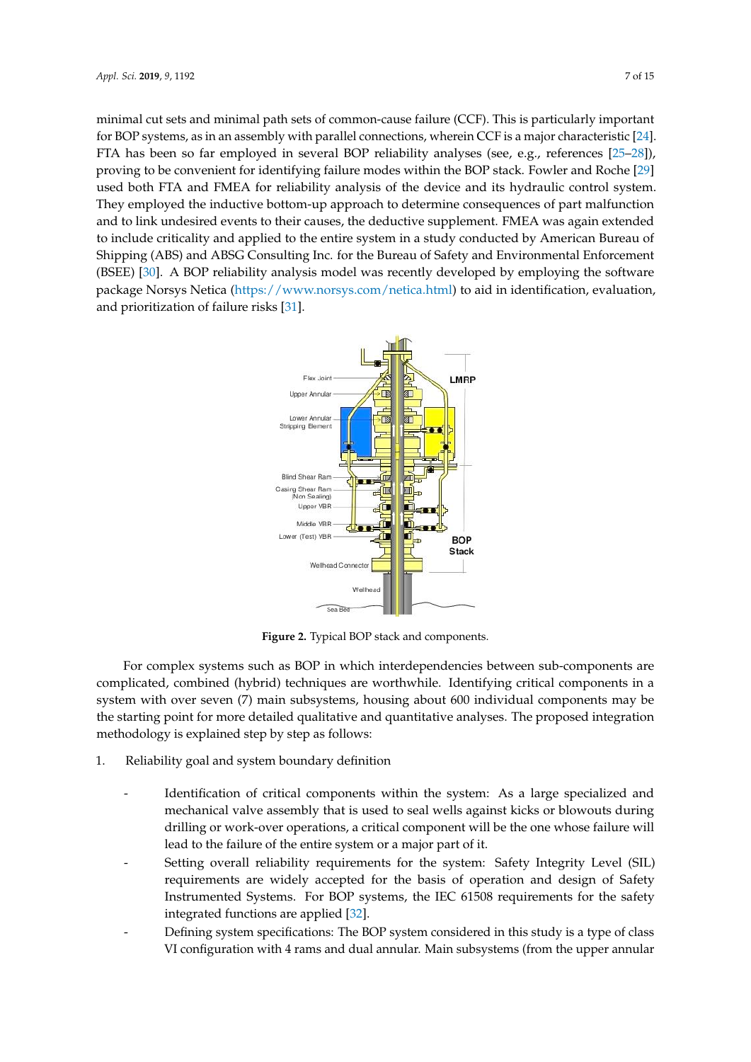minimal cut sets and minimal path sets of common-cause failure (CCF). This is particularly important for BOP systems, as in an assembly with parallel connections, wherein CCF is a major characteristic [24]. FTA has been so far employed in several BOP reliability analyses (see, e.g., references [25–28]), proving to be convenient for identifying failure modes within the BOP stack. Fowler and Roche [29] used both FTA and FMEA for reliability analysis of the device and its hydraulic control system. They employed the inductive bottom-up approach to determine consequences of part malfunction and to link undesired events to their causes, the deductive supplement. FMEA was again extended to include criticality and applied to the entire system in a study conducted by American Bureau of Shipping (ABS) and ABSG Consulting Inc. for the Bureau of Safety and Environmental Enforcement (BSEE) [30]. A BOP reliability analysis model was recently developed by employing the software package Norsys Netica (https://www.norsys.com/netica.html) to aid in identification, evaluation, and prioritization of failure risks [31].

**Figure 2.** Typical BOP stack and components.

For complex systems such as BOP in which interdependencies between sub-components are complicated, combined (hybrid) techniques are worthwhile. Identifying critical components in a system with over seven (7) main subsystems, housing about 600 individual components may be the starting point for more detailed qualitative and quantitative analyses. The proposed integration methodology is explained step by step as follows:

1. Reliability goal and system boundary definition

    - Identification of critical components within the system: As a large specialized and mechanical valve assembly that is used to seal wells against kicks or blowouts during drilling or work-over operations, a critical component will be the one whose failure will lead to the failure of the entire system or a major part of it.
    - Setting overall reliability requirements for the system: Safety Integrity Level (SIL) requirements are widely accepted for the basis of operation and design of Safety Instrumented Systems. For BOP systems, the IEC 61508 requirements for the safety integrated functions are applied [32].
    - Defining system specifications: The BOP system considered in this study is a type of class VI configuration with 4 rams and dual annular. Main subsystems (from the upper annular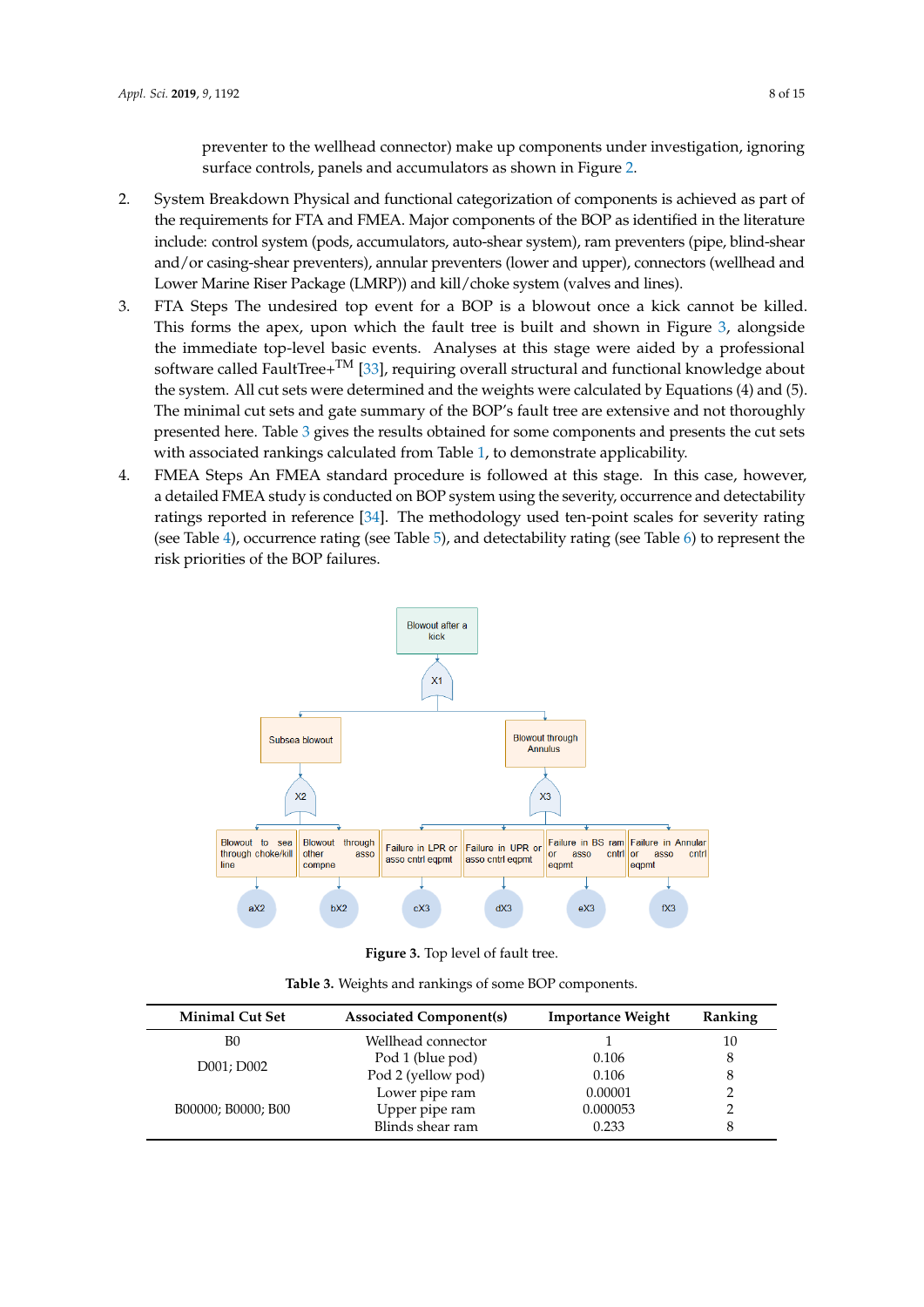preventer to the wellhead connector) make up components under investigation, ignoring surface controls, panels and accumulators as shown in Figure 2.

2. System Breakdown Physical and functional categorization of components is achieved as part of the requirements for FTA and FMEA. Major components of the BOP as identified in the literature include: control system (pods, accumulators, auto-shear system), ram preventers (pipe, blind-shear and/or casing-shear preventers), annular preventers (lower and upper), connectors (wellhead and Lower Marine Riser Package (LMRP)) and kill/choke system (valves and lines).
3. FTA Steps The undesired top event for a BOP is a blowout once a kick cannot be killed. This forms the apex, upon which the fault tree is built and shown in Figure 3, alongside the immediate top-level basic events. Analyses at this stage were aided by a professional software called FaultTree+™ [33], requiring overall structural and functional knowledge about the system. All cut sets were determined and the weights were calculated by Equations (4) and (5). The minimal cut sets and gate summary of the BOP's fault tree are extensive and not thoroughly presented here. Table 3 gives the results obtained for some components and presents the cut sets with associated rankings calculated from Table 1, to demonstrate applicability.
4. FMEA Steps An FMEA standard procedure is followed at this stage. In this case, however, a detailed FMEA study is conducted on BOP system using the severity, occurrence and detectability ratings reported in reference [34]. The methodology used ten-point scales for severity rating (see Table 4), occurrence rating (see Table 5), and detectability rating (see Table 6) to represent the risk priorities of the BOP failures.

**Figure 3.** Top level of fault tree.

**Table 3.** Weights and rankings of some BOP components.

| Minimal Cut Set | Associated Component(s) | Importance Weight | Ranking |
|---|---|---|---|
| B0 | Wellhead connector | 1 | 10 |
| D001; D002 | Pod 1 (blue pod) | 0.106 | 8 |
| | Pod 2 (yellow pod) | 0.106 | 8 |
| B00000; B0000; B00 | Lower pipe ram | 0.00001 | 2 |
| | Upper pipe ram | 0.000053 | 2 |
| | Blinds shear ram | 0.233 | 8 |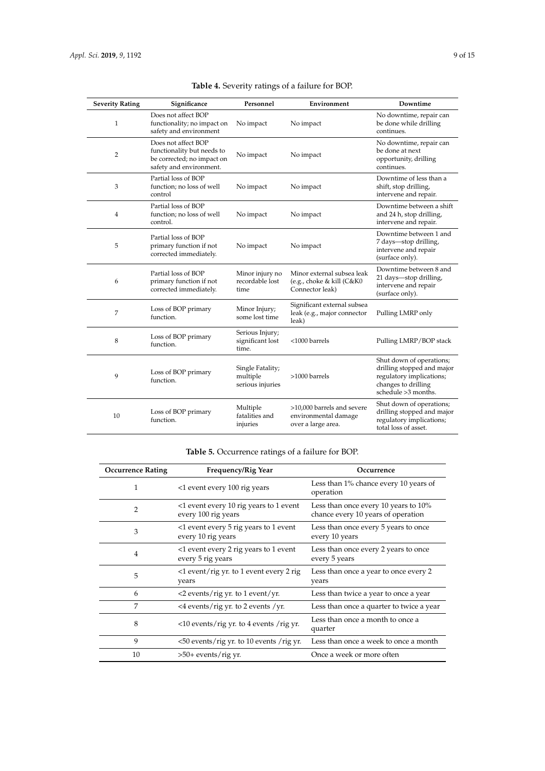**Table 4.** Severity ratings of a failure for BOP.

| Severity Rating | Significance | Personnel | Environment | Downtime |
|---|---|---|---|---|
| 1 | Does not affect BOP functionality; no impact on safety and environment | No impact | No impact | No downtime, repair can be done while drilling continues. |
| 2 | Does not affect BOP functionality but needs to be corrected; no impact on safety and environment. | No impact | No impact | No downtime, repair can be done at next opportunity, drilling continues. |
| 3 | Partial loss of BOP function; no loss of well control | No impact | No impact | Downtime of less than a shift, stop drilling, intervene and repair. |
| 4 | Partial loss of BOP function; no loss of well control. | No impact | No impact | Downtime between a shift and 24 h, stop drilling, intervene and repair. |
| 5 | Partial loss of BOP primary function if not corrected immediately. | No impact | No impact | Downtime between 1 and 7 days—stop drilling, intervene and repair (surface only). |
| 6 | Partial loss of BOP primary function if not corrected immediately. | Minor injury no recordable lost time | Minor external subsea leak (e.g., choke & kill (C&K0 Connector leak) | Downtime between 8 and 21 days—stop drilling, intervene and repair (surface only). |
| 7 | Loss of BOP primary function. | Minor Injury; some lost time | Significant external subsea leak (e.g., major connector leak) | Pulling LMRP only |
| 8 | Loss of BOP primary function. | Serious Injury; significant lost time. | <1000 barrels | Pulling LMRP/BOP stack |
| 9 | Loss of BOP primary function. | Single Fatality; multiple serious injuries | >1000 barrels | Shut down of operations; drilling stopped and major regulatory implications; changes to drilling schedule >3 months. |
| 10 | Loss of BOP primary function. | Multiple fatalities and injuries | >10,000 barrels and severe environmental damage over a large area. | Shut down of operations; drilling stopped and major regulatory implications; total loss of asset. |

**Table 5.** Occurrence ratings of a failure for BOP.

| Occurrence Rating | Frequency/Rig Year | Occurrence |
|---|---|---|
| 1 | <1 event every 100 rig years | Less than 1% chance every 10 years of operation |
| 2 | <1 event every 10 rig years to 1 event every 100 rig years | Less than once every 10 years to 10% chance every 10 years of operation |
| 3 | <1 event every 5 rig years to 1 event every 10 rig years | Less than once every 5 years to once every 10 years |
| 4 | <1 event every 2 rig years to 1 event every 5 rig years | Less than once every 2 years to once every 5 years |
| 5 | <1 event/rig yr. to 1 event every 2 rig years | Less than once a year to once every 2 years |
| 6 | <2 events/rig yr. to 1 event/yr. | Less than twice a year to once a year |
| 7 | <4 events/rig yr. to 2 events /yr. | Less than once a quarter to twice a year |
| 8 | <10 events/rig yr. to 4 events /rig yr. | Less than once a month to once a quarter |
| 9 | <50 events/rig yr. to 10 events /rig yr. | Less than once a week to once a month |
| 10 | >50+ events/rig yr. | Once a week or more often |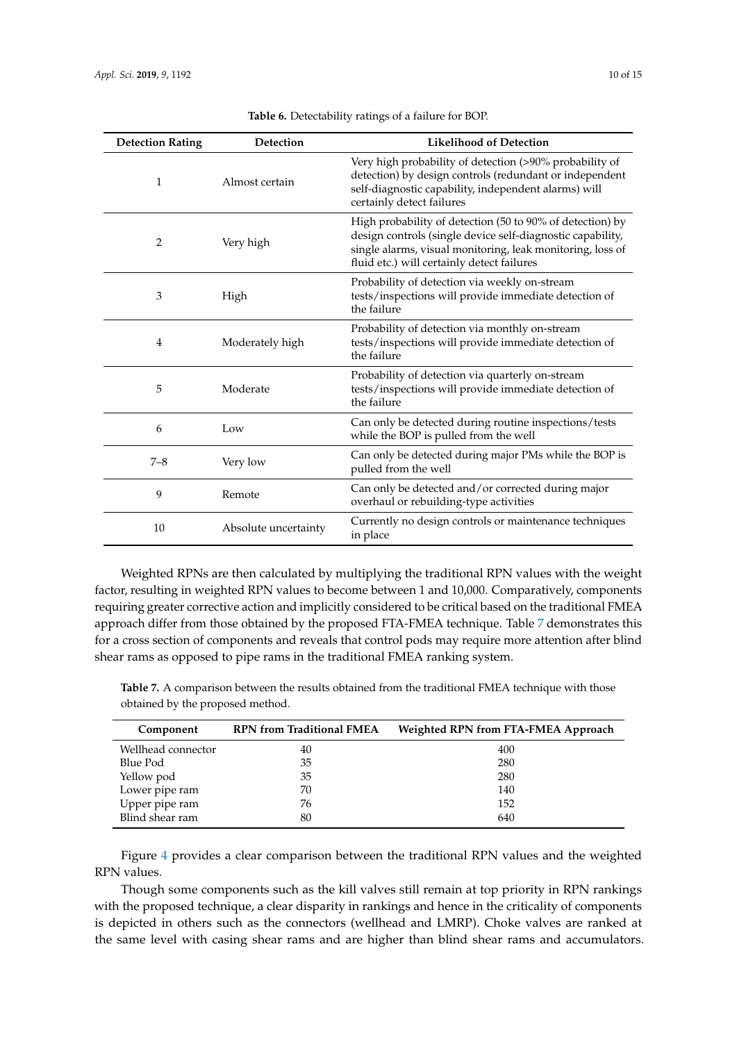**Table 6.** Detectability ratings of a failure for BOP.

| Detection Rating | Detection | Likelihood of Detection |
|---|---|---|
| 1 | Almost certain | Very high probability of detection (>90% probability of detection) by design controls (redundant or independent self-diagnostic capability, independent alarms) will certainly detect failures |
| 2 | Very high | High probability of detection (50 to 90% of detection) by design controls (single device self-diagnostic capability, single alarms, visual monitoring, leak monitoring, loss of fluid etc.) will certainly detect failures |
| 3 | High | Probability of detection via weekly on-stream tests/inspections will provide immediate detection of the failure |
| 4 | Moderately high | Probability of detection via monthly on-stream tests/inspections will provide immediate detection of the failure |
| 5 | Moderate | Probability of detection via quarterly on-stream tests/inspections will provide immediate detection of the failure |
| 6 | Low | Can only be detected during routine inspections/tests while the BOP is pulled from the well |
| 7–8 | Very low | Can only be detected during major PMs while the BOP is pulled from the well |
| 9 | Remote | Can only be detected and/or corrected during major overhaul or rebuilding-type activities |
| 10 | Absolute uncertainty | Currently no design controls or maintenance techniques in place |

Weighted RPNs are then calculated by multiplying the traditional RPN values with the weight factor, resulting in weighted RPN values to become between 1 and 10,000. Comparatively, components requiring greater corrective action and implicitly considered to be critical based on the traditional FMEA approach differ from those obtained by the proposed FTA-FMEA technique. Table 7 demonstrates this for a cross section of components and reveals that control pods may require more attention after blind shear rams as opposed to pipe rams in the traditional FMEA ranking system.

**Table 7.** A comparison between the results obtained from the traditional FMEA technique with those obtained by the proposed method.

| Component | RPN from Traditional FMEA | Weighted RPN from FTA-FMEA Approach |
|---|---|---|
| Wellhead connector | 40 | 400 |
| Blue Pod | 35 | 280 |
| Yellow pod | 35 | 280 |
| Lower pipe ram | 70 | 140 |
| Upper pipe ram | 76 | 152 |
| Blind shear ram | 80 | 640 |

Figure 4 provides a clear comparison between the traditional RPN values and the weighted RPN values.

Though some components such as the kill valves still remain at top priority in RPN rankings with the proposed technique, a clear disparity in rankings and hence in the criticality of components is depicted in others such as the connectors (wellhead and LMRP). Choke valves are ranked at the same level with casing shear rams and are higher than blind shear rams and accumulators.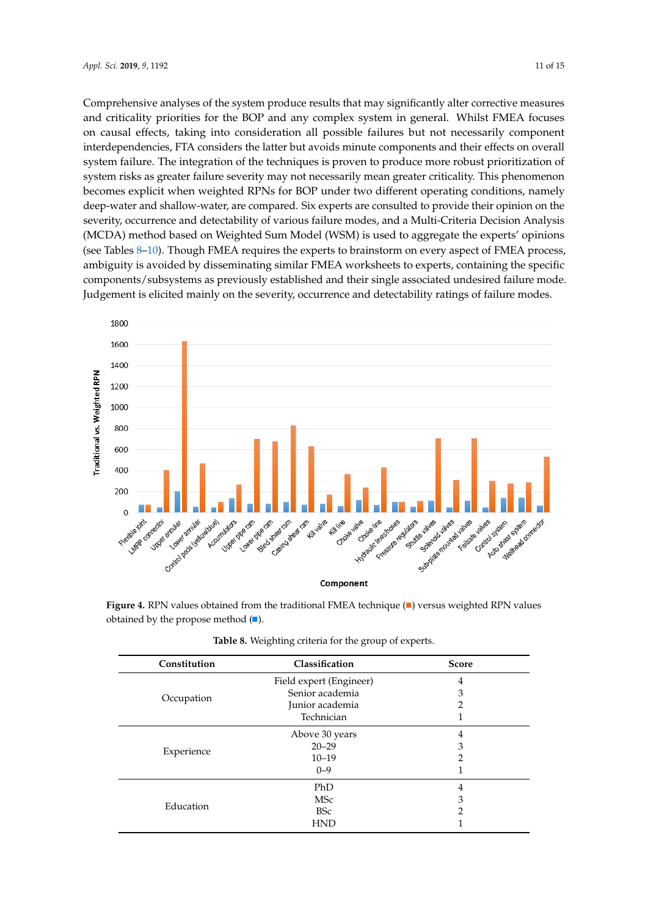Comprehensive analyses of the system produce results that may significantly alter corrective measures and criticality priorities for the BOP and any complex system in general. Whilst FMEA focuses on causal effects, taking into consideration all possible failures but not necessarily component interdependencies, FTA considers the latter but avoids minute components and their effects on overall system failure. The integration of the techniques is proven to produce more robust prioritization of system risks as greater failure severity may not necessarily mean greater criticality. This phenomenon becomes explicit when weighted RPNs for BOP under two different operating conditions, namely deep-water and shallow-water, are compared. Six experts are consulted to provide their opinion on the severity, occurrence and detectability of various failure modes, and a Multi-Criteria Decision Analysis (MCDA) method based on Weighted Sum Model (WSM) is used to aggregate the experts' opinions (see Tables 8–10). Though FMEA requires the experts to brainstorm on every aspect of FMEA process, ambiguity is avoided by disseminating similar FMEA worksheets to experts, containing the specific components/subsystems as previously established and their single associated undesired failure mode. Judgement is elicited mainly on the severity, occurrence and detectability ratings of failure modes.

**Figure 4.** RPN values obtained from the traditional FMEA technique (■) versus weighted RPN values obtained by the propose method (■).

**Table 8.** Weighting criteria for the group of experts.

| Constitution | Classification | Score |
|---|---|---|
| Occupation | Field expert (Engineer) | 4 |
| | Senior academia | 3 |
| | Junior academia | 2 |
| | Technician | 1 |
| Experience | Above 30 years | 4 |
| | 20–29 | 3 |
| | 10–19 | 2 |
| | 0–9 | 1 |
| Education | PhD | 4 |
| | MSc | 3 |
| | BSc | 2 |
| | HND | 1 |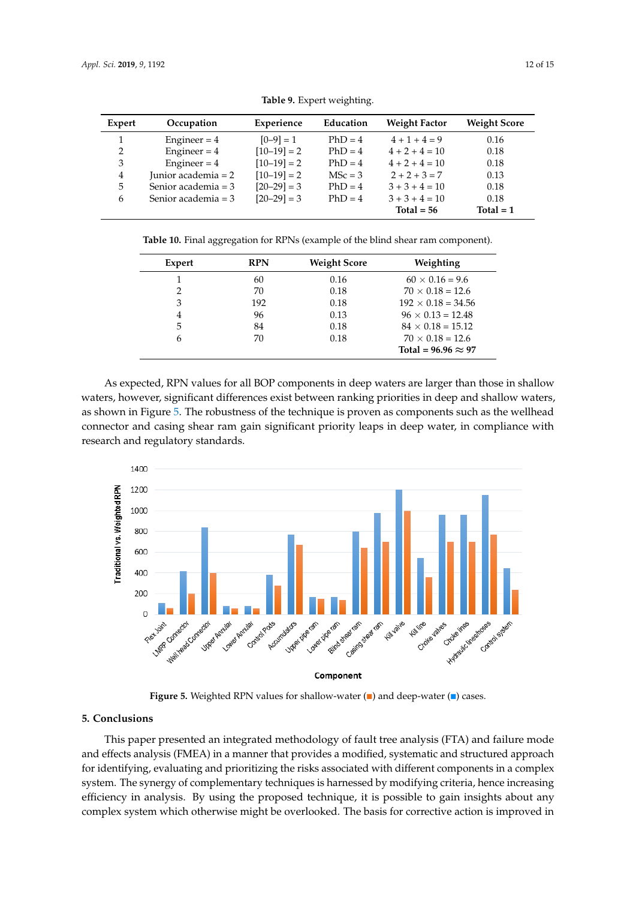**Table 9.** Expert weighting.

| Expert | Occupation | Experience | Education | Weight Factor | Weight Score |
|---|---|---|---|---|---|
| 1 | Engineer = 4 | [0–9] = 1 | PhD = 4 | 4 + 1 + 4 = 9 | 0.16 |
| 2 | Engineer = 4 | [10–19] = 2 | PhD = 4 | 4 + 2 + 4 = 10 | 0.18 |
| 3 | Engineer = 4 | [10–19] = 2 | PhD = 4 | 4 + 2 + 4 = 10 | 0.18 |
| 4 | Junior academia = 2 | [10–19] = 2 | MSc = 3 | 2 + 2 + 3 = 7 | 0.13 |
| 5 | Senior academia = 3 | [20–29] = 3 | PhD = 4 | 3 + 3 + 4 = 10 | 0.18 |
| 6 | Senior academia = 3 | [20–29] = 3 | PhD = 4 | 3 + 3 + 4 = 10 | 0.18 |
| | | | | **Total = 56** | **Total = 1** |

**Table 10.** Final aggregation for RPNs (example of the blind shear ram component).

| Expert | RPN | Weight Score | Weighting |
|---|---|---|---|
| 1 | 60 | 0.16 | 60 × 0.16 = 9.6 |
| 2 | 70 | 0.18 | 70 × 0.18 = 12.6 |
| 3 | 192 | 0.18 | 192 × 0.18 = 34.56 |
| 4 | 96 | 0.13 | 96 × 0.13 = 12.48 |
| 5 | 84 | 0.18 | 84 × 0.18 = 15.12 |
| 6 | 70 | 0.18 | 70 × 0.18 = 12.6 |
| | | | **Total = 96.96 ≈ 97** |

As expected, RPN values for all BOP components in deep waters are larger than those in shallow waters, however, significant differences exist between ranking priorities in deep and shallow waters, as shown in Figure 5. The robustness of the technique is proven as components such as the wellhead connector and casing shear ram gain significant priority leaps in deep water, in compliance with research and regulatory standards.

**Figure 5.** Weighted RPN values for shallow-water (■) and deep-water (■) cases.

## 5. Conclusions

This paper presented an integrated methodology of fault tree analysis (FTA) and failure mode and effects analysis (FMEA) in a manner that provides a modified, systematic and structured approach for identifying, evaluating and prioritizing the risks associated with different components in a complex system. The synergy of complementary techniques is harnessed by modifying criteria, hence increasing efficiency in analysis. By using the proposed technique, it is possible to gain insights about any complex system which otherwise might be overlooked. The basis for corrective action is improved in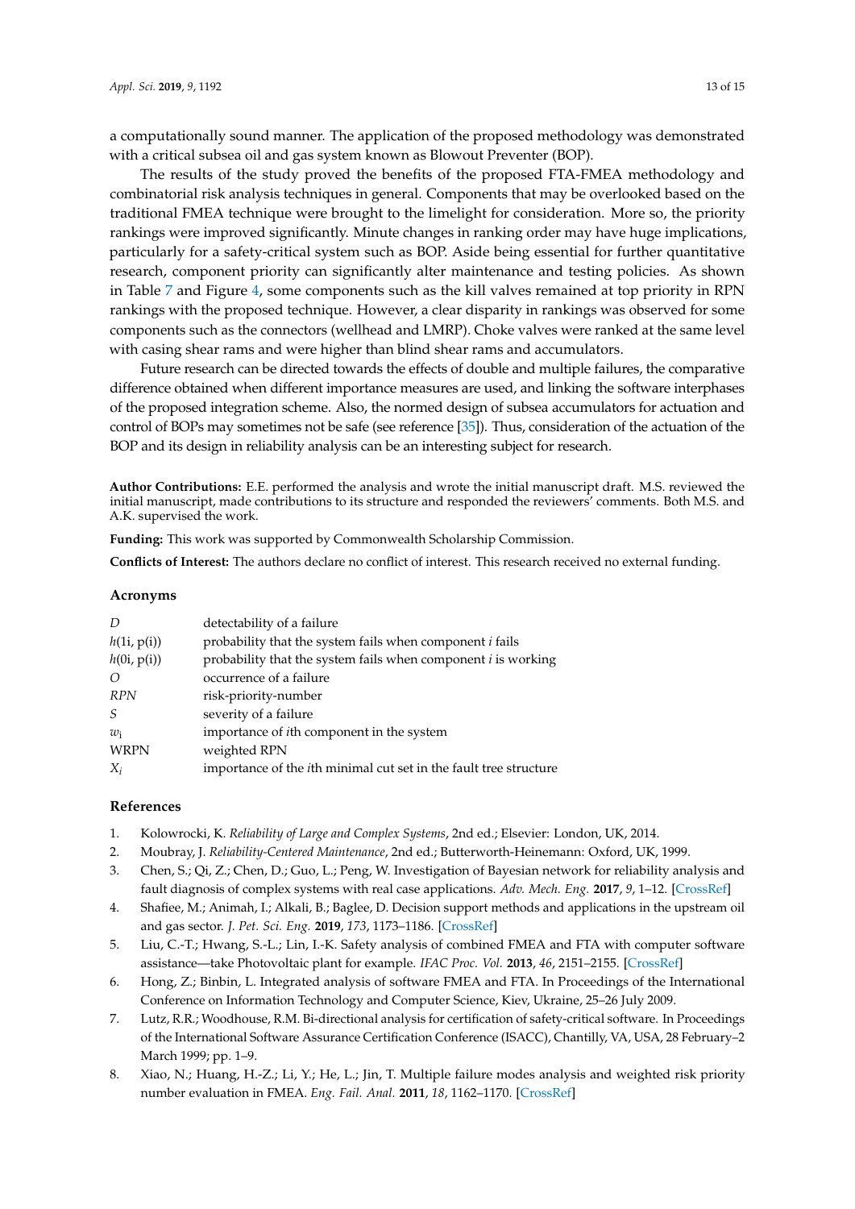a computationally sound manner. The application of the proposed methodology was demonstrated with a critical subsea oil and gas system known as Blowout Preventer (BOP).

The results of the study proved the benefits of the proposed FTA-FMEA methodology and combinatorial risk analysis techniques in general. Components that may be overlooked based on the traditional FMEA technique were brought to the limelight for consideration. More so, the priority rankings were improved significantly. Minute changes in ranking order may have huge implications, particularly for a safety-critical system such as BOP. Aside being essential for further quantitative research, component priority can significantly alter maintenance and testing policies. As shown in Table 7 and Figure 4, some components such as the kill valves remained at top priority in RPN rankings with the proposed technique. However, a clear disparity in rankings was observed for some components such as the connectors (wellhead and LMRP). Choke valves were ranked at the same level with casing shear rams and were higher than blind shear rams and accumulators.

Future research can be directed towards the effects of double and multiple failures, the comparative difference obtained when different importance measures are used, and linking the software interphases of the proposed integration scheme. Also, the normed design of subsea accumulators for actuation and control of BOPs may sometimes not be safe (see reference [35]). Thus, consideration of the actuation of the BOP and its design in reliability analysis can be an interesting subject for research.

**Author Contributions:** E.E. performed the analysis and wrote the initial manuscript draft. M.S. reviewed the initial manuscript, made contributions to its structure and responded the reviewers' comments. Both M.S. and A.K. supervised the work.

**Funding:** This work was supported by Commonwealth Scholarship Commission.

**Conflicts of Interest:** The authors declare no conflict of interest. This research received no external funding.

## Acronyms

| | |
|---|---|
| $D$ | detectability of a failure |
| $h(1i, p(i))$ | probability that the system fails when component $i$ fails |
| $h(0i, p(i))$ | probability that the system fails when component $i$ is working |
| $O$ | occurrence of a failure |
| $RPN$ | risk-priority-number |
| $S$ | severity of a failure |
| $w_i$ | importance of $i$th component in the system |
| WRPN | weighted RPN |
| $X_i$ | importance of the $i$th minimal cut set in the fault tree structure |

## References

1. Kolowrocki, K. *Reliability of Large and Complex Systems*, 2nd ed.; Elsevier: London, UK, 2014.
2. Moubray, J. *Reliability-Centered Maintenance*, 2nd ed.; Butterworth-Heinemann: Oxford, UK, 1999.
3. Chen, S.; Qi, Z.; Chen, D.; Guo, L.; Peng, W. Investigation of Bayesian network for reliability analysis and fault diagnosis of complex systems with real case applications. *Adv. Mech. Eng.* **2017**, *9*, 1–12. [CrossRef]
4. Shafiee, M.; Animah, I.; Alkali, B.; Baglee, D. Decision support methods and applications in the upstream oil and gas sector. *J. Pet. Sci. Eng.* **2019**, *173*, 1173–1186. [CrossRef]
5. Liu, C.-T.; Hwang, S.-L.; Lin, I.-K. Safety analysis of combined FMEA and FTA with computer software assistance—take Photovoltaic plant for example. *IFAC Proc. Vol.* **2013**, *46*, 2151–2155. [CrossRef]
6. Hong, Z.; Binbin, L. Integrated analysis of software FMEA and FTA. In Proceedings of the International Conference on Information Technology and Computer Science, Kiev, Ukraine, 25–26 July 2009.
7. Lutz, R.R.; Woodhouse, R.M. Bi-directional analysis for certification of safety-critical software. In Proceedings of the International Software Assurance Certification Conference (ISACC), Chantilly, VA, USA, 28 February–2 March 1999; pp. 1–9.
8. Xiao, N.; Huang, H.-Z.; Li, Y.; He, L.; Jin, T. Multiple failure modes analysis and weighted risk priority number evaluation in FMEA. *Eng. Fail. Anal.* **2011**, *18*, 1162–1170. [CrossRef]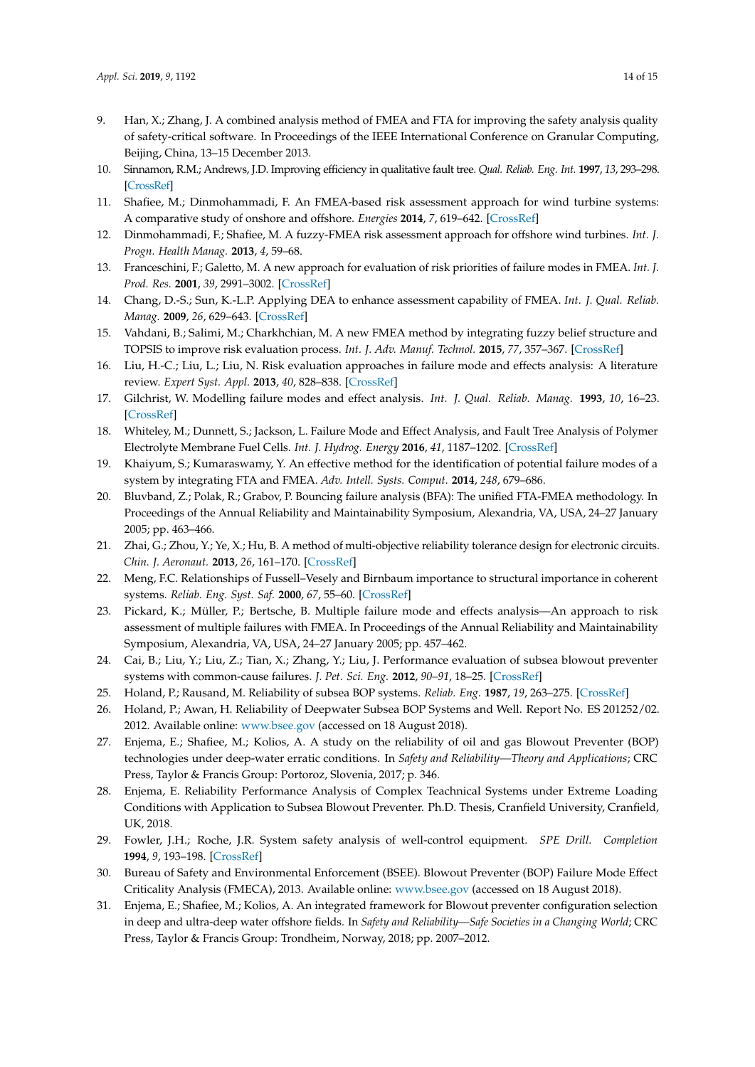9. Han, X.; Zhang, J. A combined analysis method of FMEA and FTA for improving the safety analysis quality of safety-critical software. In Proceedings of the IEEE International Conference on Granular Computing, Beijing, China, 13–15 December 2013.
10. Sinnamon, R.M.; Andrews, J.D. Improving efficiency in qualitative fault tree. *Qual. Reliab. Eng. Int.* **1997**, *13*, 293–298. [CrossRef]
11. Shafiee, M.; Dinmohammadi, F. An FMEA-based risk assessment approach for wind turbine systems: A comparative study of onshore and offshore. *Energies* **2014**, *7*, 619–642. [CrossRef]
12. Dinmohammadi, F.; Shafiee, M. A fuzzy-FMEA risk assessment approach for offshore wind turbines. *Int. J. Progn. Health Manag.* **2013**, *4*, 59–68.
13. Franceschini, F.; Galetto, M. A new approach for evaluation of risk priorities of failure modes in FMEA. *Int. J. Prod. Res.* **2001**, *39*, 2991–3002. [CrossRef]
14. Chang, D.-S.; Sun, K.-L.P. Applying DEA to enhance assessment capability of FMEA. *Int. J. Qual. Reliab. Manag.* **2009**, *26*, 629–643. [CrossRef]
15. Vahdani, B.; Salimi, M.; Charkhchian, M. A new FMEA method by integrating fuzzy belief structure and TOPSIS to improve risk evaluation process. *Int. J. Adv. Manuf. Technol.* **2015**, *77*, 357–367. [CrossRef]
16. Liu, H.-C.; Liu, L.; Liu, N. Risk evaluation approaches in failure mode and effects analysis: A literature review. *Expert Syst. Appl.* **2013**, *40*, 828–838. [CrossRef]
17. Gilchrist, W. Modelling failure modes and effect analysis. *Int. J. Qual. Reliab. Manag.* **1993**, *10*, 16–23. [CrossRef]
18. Whiteley, M.; Dunnett, S.; Jackson, L. Failure Mode and Effect Analysis, and Fault Tree Analysis of Polymer Electrolyte Membrane Fuel Cells. *Int. J. Hydrog. Energy* **2016**, *41*, 1187–1202. [CrossRef]
19. Khaiyum, S.; Kumaraswamy, Y. An effective method for the identification of potential failure modes of a system by integrating FTA and FMEA. *Adv. Intell. Systs. Comput.* **2014**, *248*, 679–686.
20. Bluvband, Z.; Polak, R.; Grabov, P. Bouncing failure analysis (BFA): The unified FTA-FMEA methodology. In Proceedings of the Annual Reliability and Maintainability Symposium, Alexandria, VA, USA, 24–27 January 2005; pp. 463–466.
21. Zhai, G.; Zhou, Y.; Ye, X.; Hu, B. A method of multi-objective reliability tolerance design for electronic circuits. *Chin. J. Aeronaut.* **2013**, *26*, 161–170. [CrossRef]
22. Meng, F.C. Relationships of Fussell–Vesely and Birnbaum importance to structural importance in coherent systems. *Reliab. Eng. Syst. Saf.* **2000**, *67*, 55–60. [CrossRef]
23. Pickard, K.; Müller, P.; Bertsche, B. Multiple failure mode and effects analysis—An approach to risk assessment of multiple failures with FMEA. In Proceedings of the Annual Reliability and Maintainability Symposium, Alexandria, VA, USA, 24–27 January 2005; pp. 457–462.
24. Cai, B.; Liu, Y.; Liu, Z.; Tian, X.; Zhang, Y.; Liu, J. Performance evaluation of subsea blowout preventer systems with common-cause failures. *J. Pet. Sci. Eng.* **2012**, *90–91*, 18–25. [CrossRef]
25. Holand, P.; Rausand, M. Reliability of subsea BOP systems. *Reliab. Eng.* **1987**, *19*, 263–275. [CrossRef]
26. Holand, P.; Awan, H. Reliability of Deepwater Subsea BOP Systems and Well. Report No. ES 201252/02. 2012. Available online: www.bsee.gov (accessed on 18 August 2018).
27. Enjema, E.; Shafiee, M.; Kolios, A. A study on the reliability of oil and gas Blowout Preventer (BOP) technologies under deep-water erratic conditions. In *Safety and Reliability—Theory and Applications*; CRC Press, Taylor & Francis Group: Portoroz, Slovenia, 2017; p. 346.
28. Enjema, E. Reliability Performance Analysis of Complex Teachnical Systems under Extreme Loading Conditions with Application to Subsea Blowout Preventer. Ph.D. Thesis, Cranfield University, Cranfield, UK, 2018.
29. Fowler, J.H.; Roche, J.R. System safety analysis of well-control equipment. *SPE Drill. Completion* **1994**, *9*, 193–198. [CrossRef]
30. Bureau of Safety and Environmental Enforcement (BSEE). Blowout Preventer (BOP) Failure Mode Effect Criticality Analysis (FMECA), 2013. Available online: www.bsee.gov (accessed on 18 August 2018).
31. Enjema, E.; Shafiee, M.; Kolios, A. An integrated framework for Blowout preventer configuration selection in deep and ultra-deep water offshore fields. In *Safety and Reliability—Safe Societies in a Changing World*; CRC Press, Taylor & Francis Group: Trondheim, Norway, 2018; pp. 2007–2012.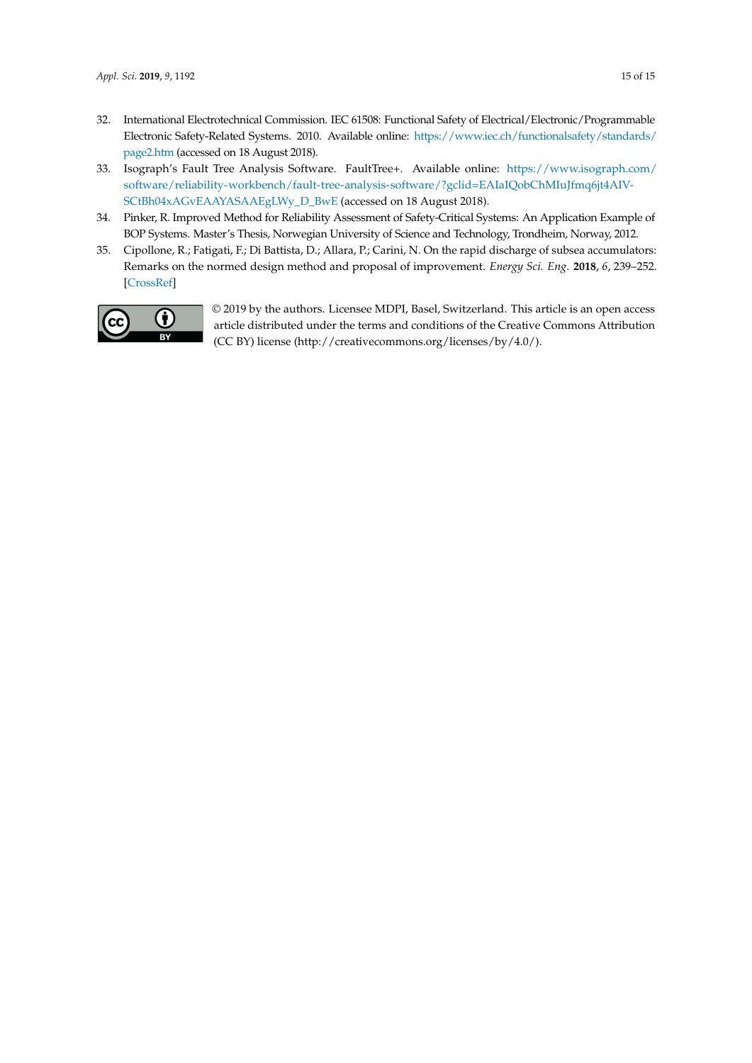32. International Electrotechnical Commission. IEC 61508: Functional Safety of Electrical/Electronic/Programmable Electronic Safety-Related Systems. 2010. Available online: https://www.iec.ch/functionalsafety/standards/page2.htm (accessed on 18 August 2018).
33. Isograph's Fault Tree Analysis Software. FaultTree+. Available online: https://www.isograph.com/software/reliability-workbench/fault-tree-analysis-software/?gclid=EAIaIQobChMIuJfmq6jt4AIV-SCtBh04xAGvEAAYASAAEgLWy_D_BwE (accessed on 18 August 2018).
34. Pinker, R. Improved Method for Reliability Assessment of Safety-Critical Systems: An Application Example of BOP Systems. Master's Thesis, Norwegian University of Science and Technology, Trondheim, Norway, 2012.
35. Cipollone, R.; Fatigati, F.; Di Battista, D.; Allara, P.; Carini, N. On the rapid discharge of subsea accumulators: Remarks on the normed design method and proposal of improvement. *Energy Sci. Eng.* **2018**, *6*, 239–252. [CrossRef]

© 2019 by the authors. Licensee MDPI, Basel, Switzerland. This article is an open access article distributed under the terms and conditions of the Creative Commons Attribution (CC BY) license (http://creativecommons.org/licenses/by/4.0/).